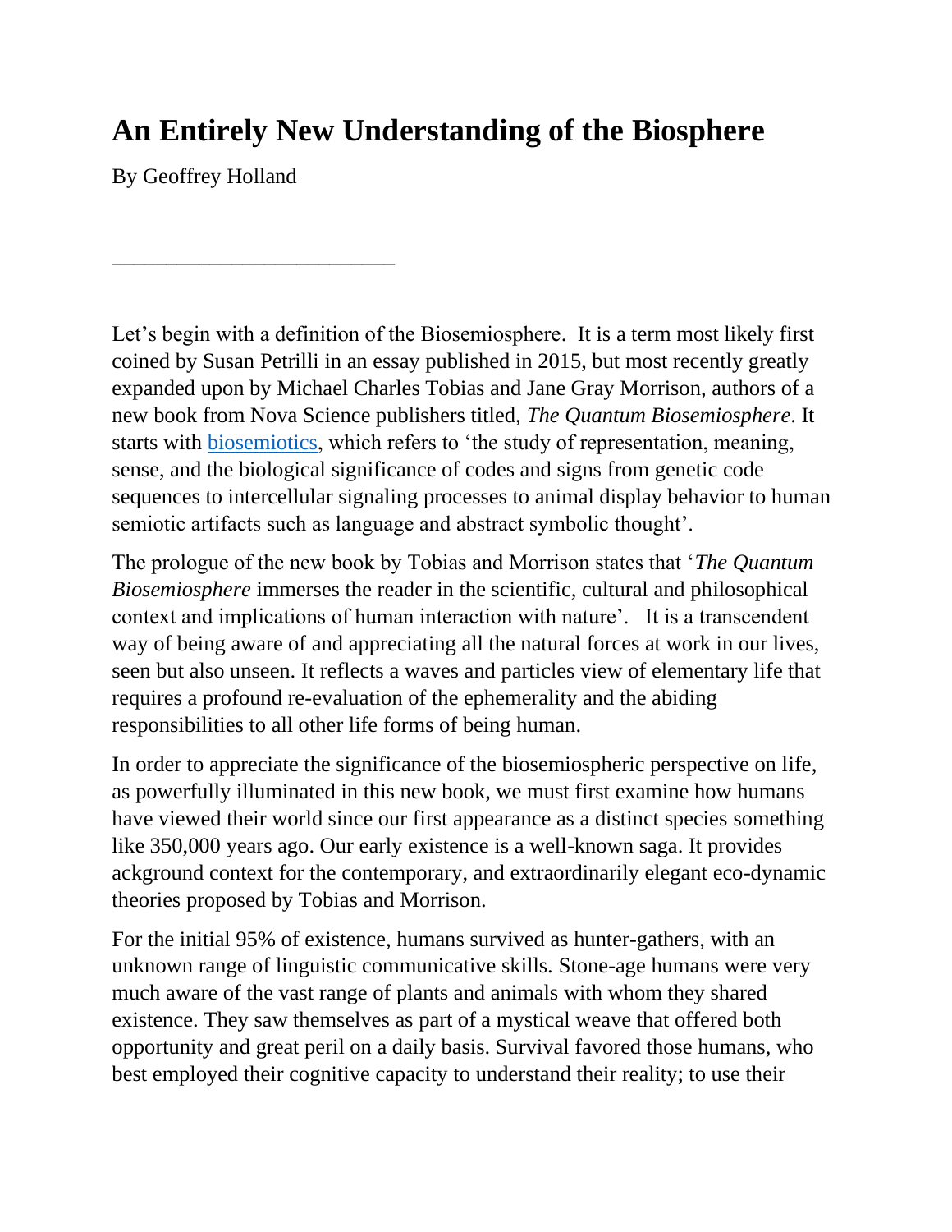# An Entirely New Understanding of the Biosphere

By Geoffrey Holland

---

Let's begin with a definition of the Biosemiosphere. It is a term most likely first coined by Susan Petrilli in an essay published in 2015, but most recently greatly expanded upon by Michael Charles Tobias and Jane Gray Morrison, authors of a new book from Nova Science publishers titled, *The Quantum Biosemiosphere*. It starts with biosemiotics, which refers to 'the study of representation, meaning, sense, and the biological significance of codes and signs from genetic code sequences to intercellular signaling processes to animal display behavior to human semiotic artifacts such as language and abstract symbolic thought'.

The prologue of the new book by Tobias and Morrison states that '*The Quantum Biosemiosphere* immerses the reader in the scientific, cultural and philosophical context and implications of human interaction with nature'. It is a transcendent way of being aware of and appreciating all the natural forces at work in our lives, seen but also unseen. It reflects a waves and particles view of elementary life that requires a profound re-evaluation of the ephemerality and the abiding responsibilities to all other life forms of being human.

In order to appreciate the significance of the biosemiospheric perspective on life, as powerfully illuminated in this new book, we must first examine how humans have viewed their world since our first appearance as a distinct species something like 350,000 years ago. Our early existence is a well-known saga. It provides ackground context for the contemporary, and extraordinarily elegant eco-dynamic theories proposed by Tobias and Morrison.

For the initial 95% of existence, humans survived as hunter-gathers, with an unknown range of linguistic communicative skills. Stone-age humans were very much aware of the vast range of plants and animals with whom they shared existence. They saw themselves as part of a mystical weave that offered both opportunity and great peril on a daily basis. Survival favored those humans, who best employed their cognitive capacity to understand their reality; to use their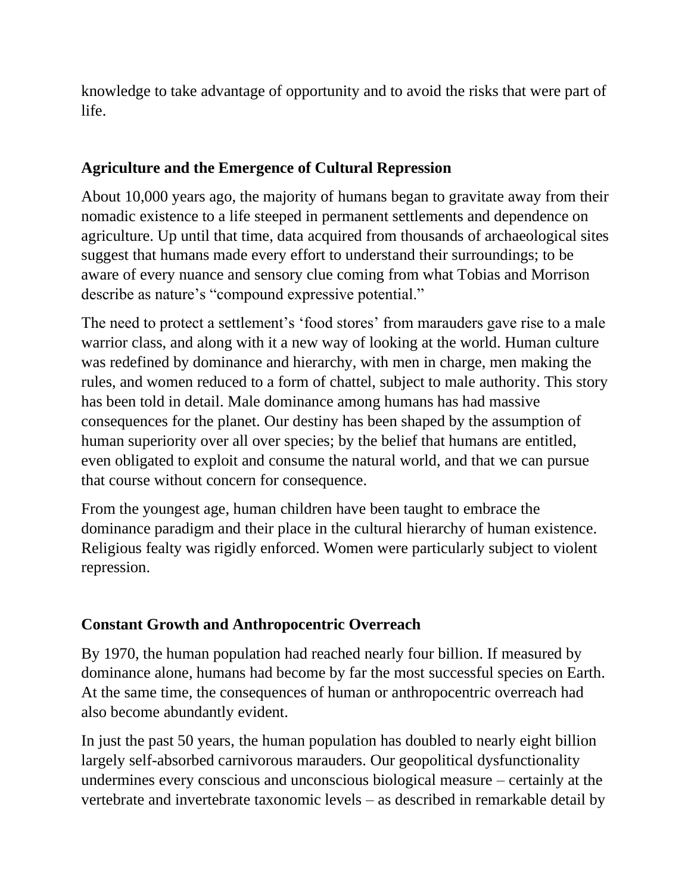knowledge to take advantage of opportunity and to avoid the risks that were part of life.

## Agriculture and the Emergence of Cultural Repression

About 10,000 years ago, the majority of humans began to gravitate away from their nomadic existence to a life steeped in permanent settlements and dependence on agriculture. Up until that time, data acquired from thousands of archaeological sites suggest that humans made every effort to understand their surroundings; to be aware of every nuance and sensory clue coming from what Tobias and Morrison describe as nature's "compound expressive potential."

The need to protect a settlement's 'food stores' from marauders gave rise to a male warrior class, and along with it a new way of looking at the world. Human culture was redefined by dominance and hierarchy, with men in charge, men making the rules, and women reduced to a form of chattel, subject to male authority. This story has been told in detail. Male dominance among humans has had massive consequences for the planet. Our destiny has been shaped by the assumption of human superiority over all over species; by the belief that humans are entitled, even obligated to exploit and consume the natural world, and that we can pursue that course without concern for consequence.

From the youngest age, human children have been taught to embrace the dominance paradigm and their place in the cultural hierarchy of human existence. Religious fealty was rigidly enforced. Women were particularly subject to violent repression.

## Constant Growth and Anthropocentric Overreach

By 1970, the human population had reached nearly four billion. If measured by dominance alone, humans had become by far the most successful species on Earth. At the same time, the consequences of human or anthropocentric overreach had also become abundantly evident.

In just the past 50 years, the human population has doubled to nearly eight billion largely self-absorbed carnivorous marauders. Our geopolitical dysfunctionality undermines every conscious and unconscious biological measure – certainly at the vertebrate and invertebrate taxonomic levels – as described in remarkable detail by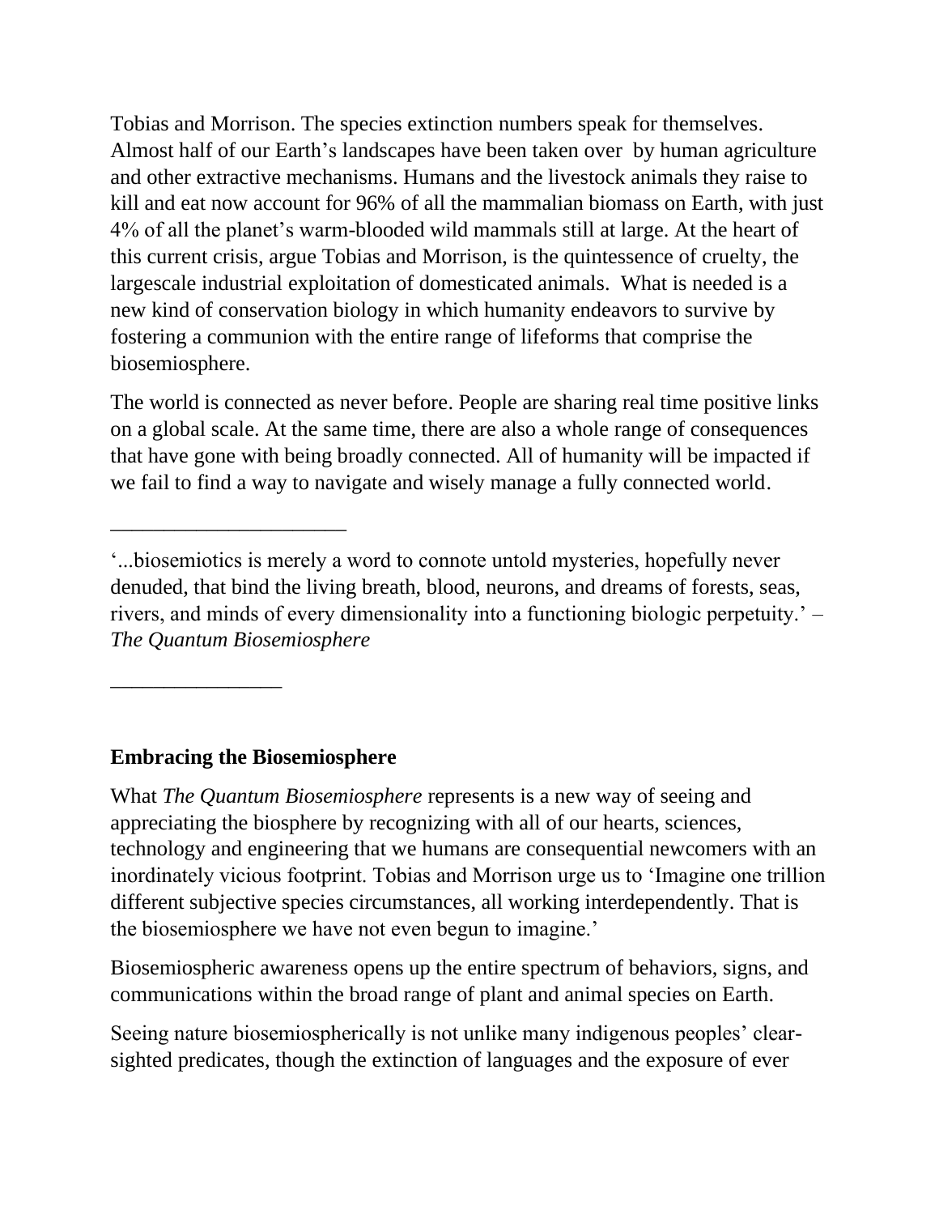Tobias and Morrison. The species extinction numbers speak for themselves. Almost half of our Earth's landscapes have been taken over by human agriculture and other extractive mechanisms. Humans and the livestock animals they raise to kill and eat now account for 96% of all the mammalian biomass on Earth, with just 4% of all the planet's warm-blooded wild mammals still at large. At the heart of this current crisis, argue Tobias and Morrison, is the quintessence of cruelty, the largescale industrial exploitation of domesticated animals. What is needed is a new kind of conservation biology in which humanity endeavors to survive by fostering a communion with the entire range of lifeforms that comprise the biosemiosphere.

The world is connected as never before. People are sharing real time positive links on a global scale. At the same time, there are also a whole range of consequences that have gone with being broadly connected. All of humanity will be impacted if we fail to find a way to navigate and wisely manage a fully connected world.

______________________

'...biosemiotics is merely a word to connote untold mysteries, hopefully never denuded, that bind the living breath, blood, neurons, and dreams of forests, seas, rivers, and minds of every dimensionality into a functioning biologic perpetuity.' – *The Quantum Biosemiosphere*

________________

## Embracing the Biosemiosphere

What *The Quantum Biosemiosphere* represents is a new way of seeing and appreciating the biosphere by recognizing with all of our hearts, sciences, technology and engineering that we humans are consequential newcomers with an inordinately vicious footprint. Tobias and Morrison urge us to 'Imagine one trillion different subjective species circumstances, all working interdependently. That is the biosemiosphere we have not even begun to imagine.'

Biosemiospheric awareness opens up the entire spectrum of behaviors, signs, and communications within the broad range of plant and animal species on Earth.

Seeing nature biosemiospherically is not unlike many indigenous peoples' clear-sighted predicates, though the extinction of languages and the exposure of ever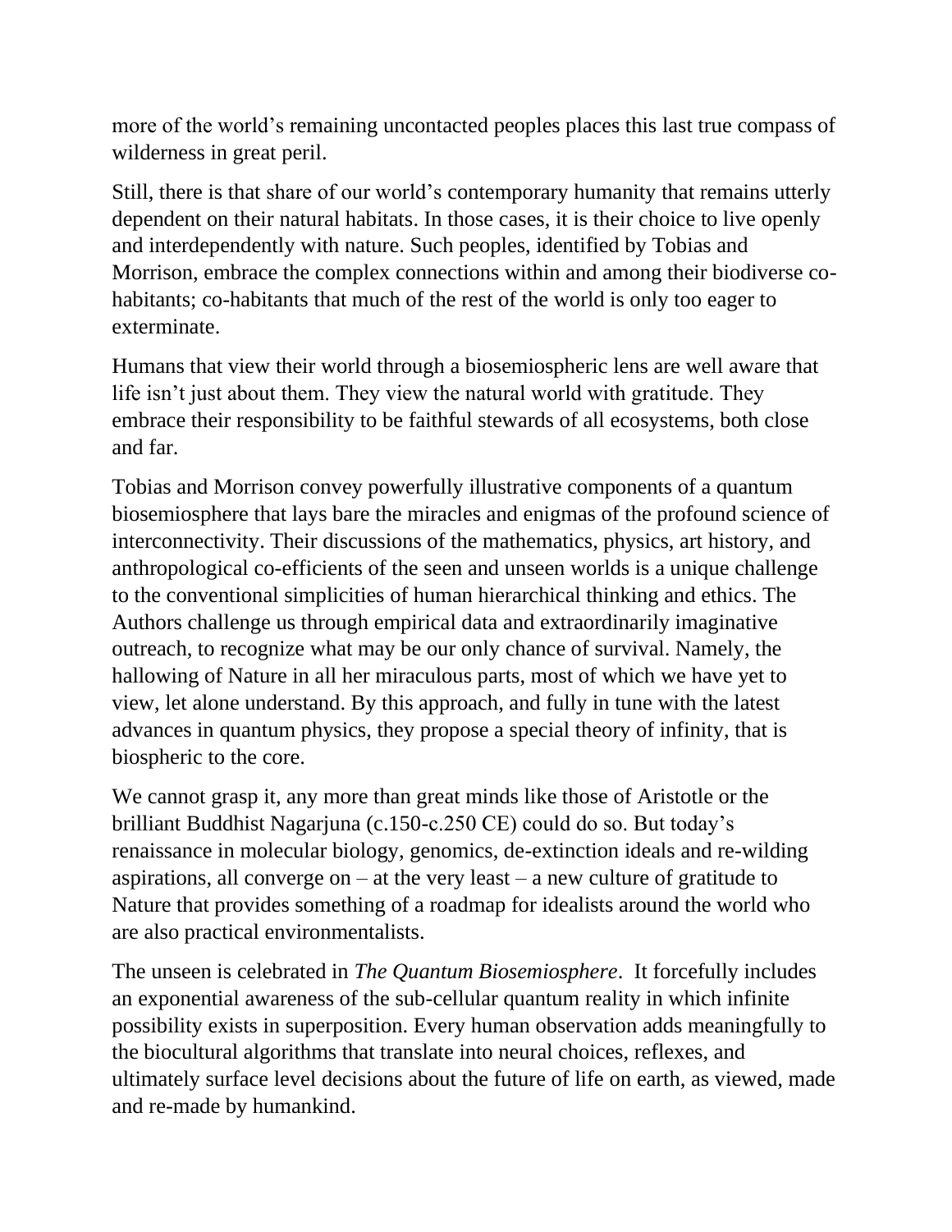more of the world's remaining uncontacted peoples places this last true compass of wilderness in great peril.

Still, there is that share of our world's contemporary humanity that remains utterly dependent on their natural habitats. In those cases, it is their choice to live openly and interdependently with nature. Such peoples, identified by Tobias and Morrison, embrace the complex connections within and among their biodiverse co-habitants; co-habitants that much of the rest of the world is only too eager to exterminate.

Humans that view their world through a biosemiospheric lens are well aware that life isn't just about them. They view the natural world with gratitude. They embrace their responsibility to be faithful stewards of all ecosystems, both close and far.

Tobias and Morrison convey powerfully illustrative components of a quantum biosemiosphere that lays bare the miracles and enigmas of the profound science of interconnectivity. Their discussions of the mathematics, physics, art history, and anthropological co-efficients of the seen and unseen worlds is a unique challenge to the conventional simplicities of human hierarchical thinking and ethics. The Authors challenge us through empirical data and extraordinarily imaginative outreach, to recognize what may be our only chance of survival. Namely, the hallowing of Nature in all her miraculous parts, most of which we have yet to view, let alone understand. By this approach, and fully in tune with the latest advances in quantum physics, they propose a special theory of infinity, that is biospheric to the core.

We cannot grasp it, any more than great minds like those of Aristotle or the brilliant Buddhist Nagarjuna (c.150-c.250 CE) could do so. But today's renaissance in molecular biology, genomics, de-extinction ideals and re-wilding aspirations, all converge on – at the very least – a new culture of gratitude to Nature that provides something of a roadmap for idealists around the world who are also practical environmentalists.

The unseen is celebrated in *The Quantum Biosemiosphere*. It forcefully includes an exponential awareness of the sub-cellular quantum reality in which infinite possibility exists in superposition. Every human observation adds meaningfully to the biocultural algorithms that translate into neural choices, reflexes, and ultimately surface level decisions about the future of life on earth, as viewed, made and re-made by humankind.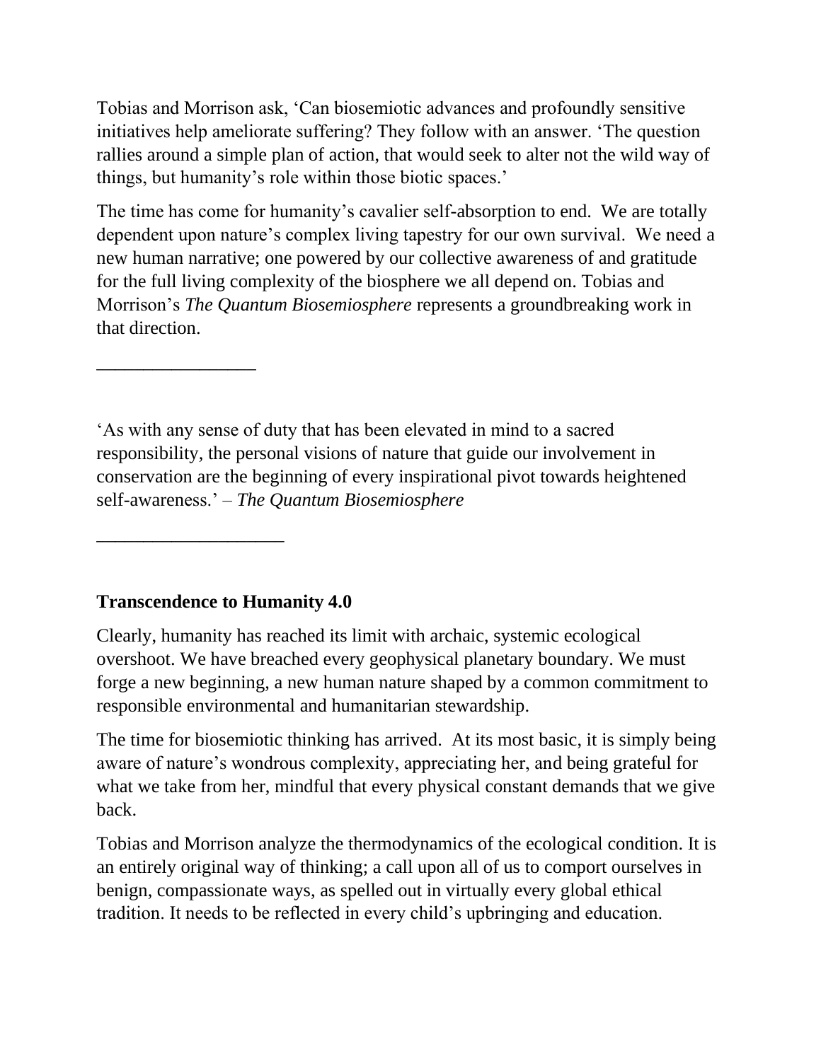Tobias and Morrison ask, 'Can biosemiotic advances and profoundly sensitive initiatives help ameliorate suffering? They follow with an answer. 'The question rallies around a simple plan of action, that would seek to alter not the wild way of things, but humanity's role within those biotic spaces.'

The time has come for humanity's cavalier self-absorption to end. We are totally dependent upon nature's complex living tapestry for our own survival. We need a new human narrative; one powered by our collective awareness of and gratitude for the full living complexity of the biosphere we all depend on. Tobias and Morrison's *The Quantum Biosemiosphere* represents a groundbreaking work in that direction.

________________

'As with any sense of duty that has been elevated in mind to a sacred responsibility, the personal visions of nature that guide our involvement in conservation are the beginning of every inspirational pivot towards heightened self-awareness.' – *The Quantum Biosemiosphere*

___________________

**Transcendence to Humanity 4.0**

Clearly, humanity has reached its limit with archaic, systemic ecological overshoot. We have breached every geophysical planetary boundary. We must forge a new beginning, a new human nature shaped by a common commitment to responsible environmental and humanitarian stewardship.

The time for biosemiotic thinking has arrived. At its most basic, it is simply being aware of nature's wondrous complexity, appreciating her, and being grateful for what we take from her, mindful that every physical constant demands that we give back.

Tobias and Morrison analyze the thermodynamics of the ecological condition. It is an entirely original way of thinking; a call upon all of us to comport ourselves in benign, compassionate ways, as spelled out in virtually every global ethical tradition. It needs to be reflected in every child's upbringing and education.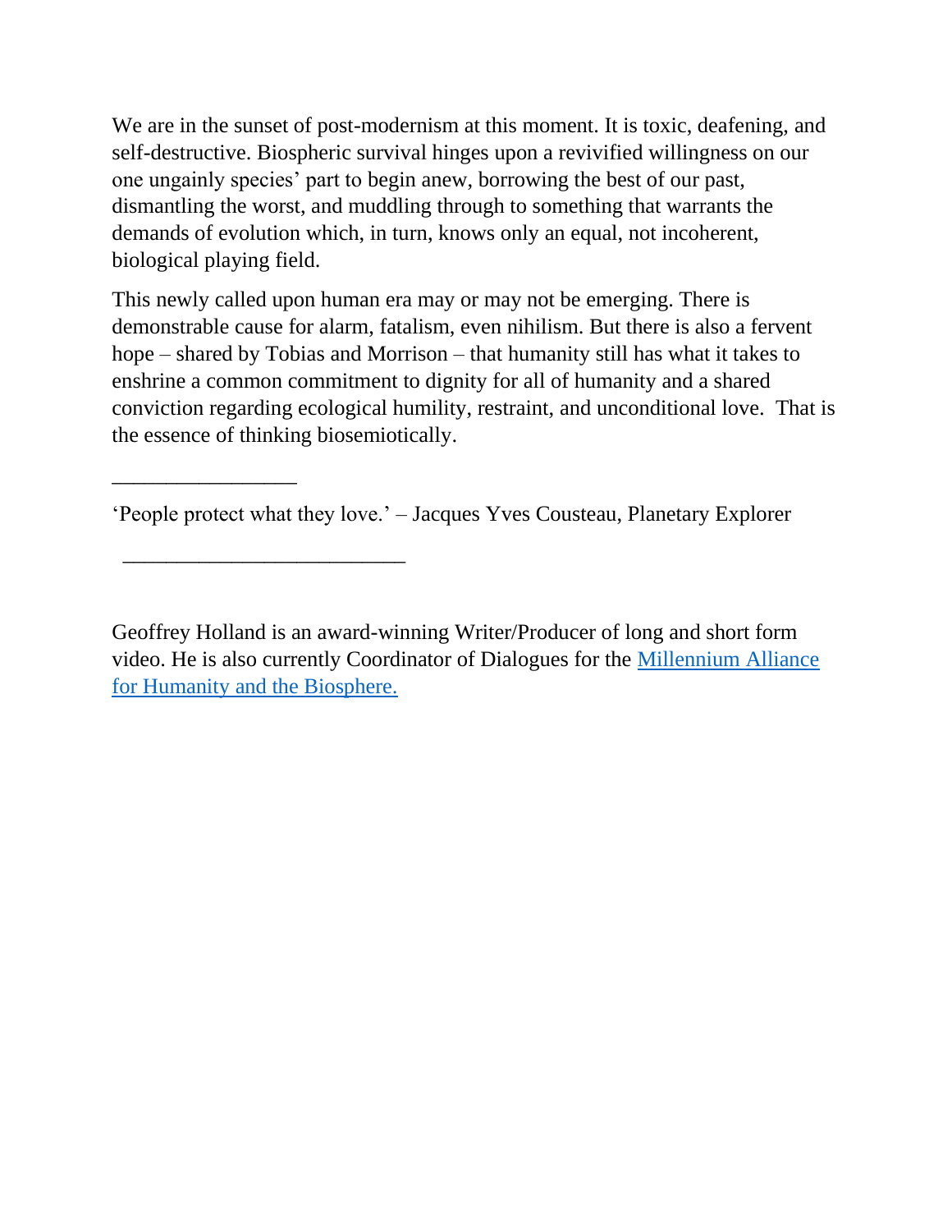We are in the sunset of post-modernism at this moment. It is toxic, deafening, and self-destructive. Biospheric survival hinges upon a revivified willingness on our one ungainly species' part to begin anew, borrowing the best of our past, dismantling the worst, and muddling through to something that warrants the demands of evolution which, in turn, knows only an equal, not incoherent, biological playing field.

This newly called upon human era may or may not be emerging. There is demonstrable cause for alarm, fatalism, even nihilism. But there is also a fervent hope – shared by Tobias and Morrison – that humanity still has what it takes to enshrine a common commitment to dignity for all of humanity and a shared conviction regarding ecological humility, restraint, and unconditional love. That is the essence of thinking biosemiotically.

________________

'People protect what they love.' – Jacques Yves Cousteau, Planetary Explorer

_________________________

Geoffrey Holland is an award-winning Writer/Producer of long and short form video. He is also currently Coordinator of Dialogues for the Millennium Alliance for Humanity and the Biosphere.